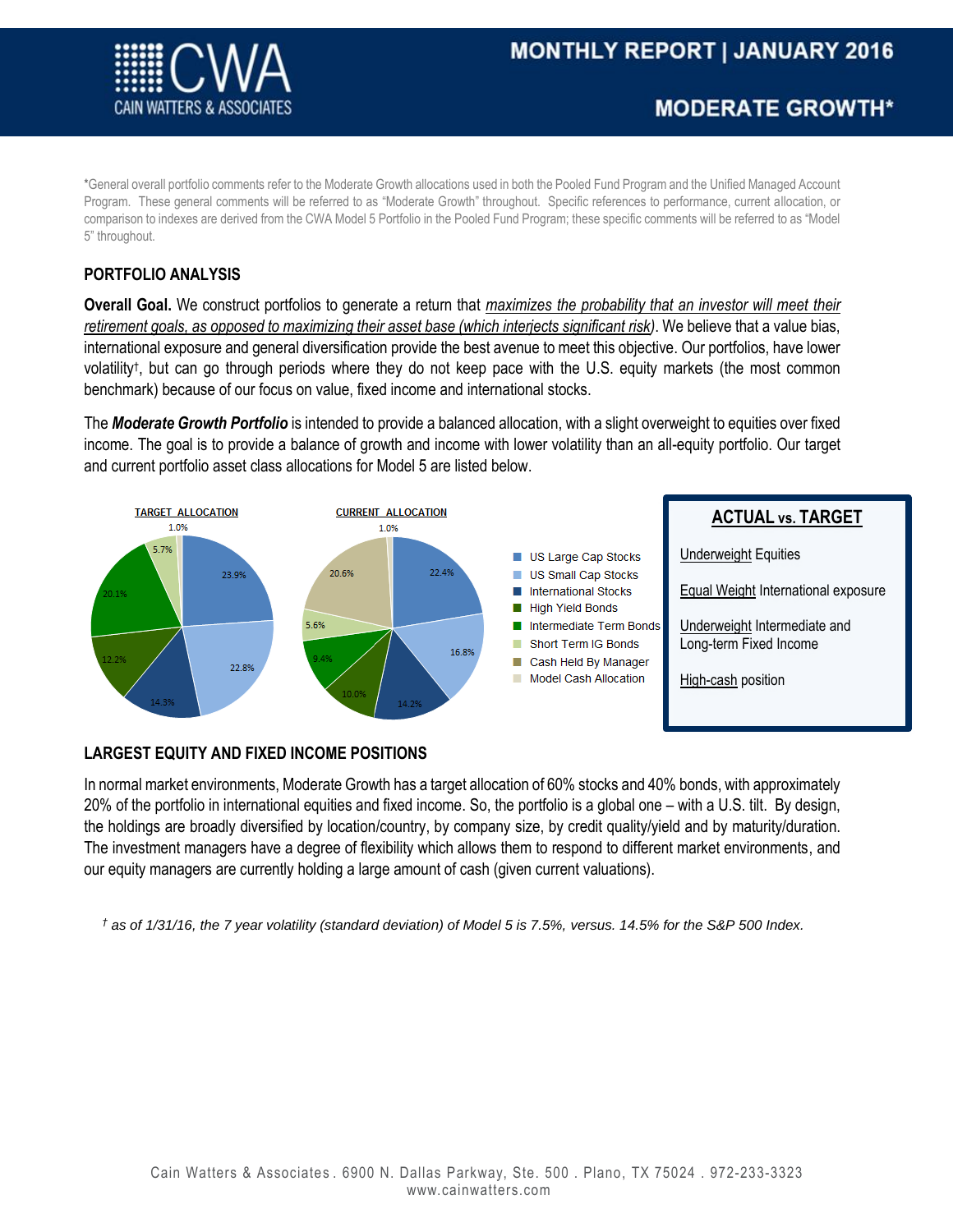# MONTHLY REPORT | JANUARY 2016

## MODERATE GROWTH*

*General overall portfolio comments refer to the Moderate Growth allocations used in both the Pooled Fund Program and the Unified Managed Account Program. These general comments will be referred to as "Moderate Growth" throughout. Specific references to performance, current allocation, or comparison to indexes are derived from the CWA Model 5 Portfolio in the Pooled Fund Program; these specific comments will be referred to as "Model 5" throughout.

### PORTFOLIO ANALYSIS

**Overall Goal.** We construct portfolios to generate a return that *maximizes the probability that an investor will meet their retirement goals, as opposed to maximizing their asset base (which interjects significant risk)*. We believe that a value bias, international exposure and general diversification provide the best avenue to meet this objective. Our portfolios, have lower volatility†, but can go through periods where they do not keep pace with the U.S. equity markets (the most common benchmark) because of our focus on value, fixed income and international stocks.

The ***Moderate Growth Portfolio*** is intended to provide a balanced allocation, with a slight overweight to equities over fixed income. The goal is to provide a balance of growth and income with lower volatility than an all-equity portfolio. Our target and current portfolio asset class allocations for Model 5 are listed below.

| Asset Class | Target Allocation | Current Allocation |
|---|---|---|
| US Large Cap Stocks | 23.9% | 22.4% |
| US Small Cap Stocks | 22.8% | 16.8% |
| International Stocks | 14.3% | 14.2% |
| High Yield Bonds | 12.2% | 10.0% |
| Intermediate Term Bonds | 20.1% | 9.4% |
| Short Term IG Bonds | 5.7% | 5.6% |
| Cash Held By Manager | | 20.6% |
| Model Cash Allocation | 1.0% | 1.0% |

**ACTUAL vs. TARGET**

- Underweight Equities
- Equal Weight International exposure
- Underweight Intermediate and Long-term Fixed Income
- High-cash position

### LARGEST EQUITY AND FIXED INCOME POSITIONS

In normal market environments, Moderate Growth has a target allocation of 60% stocks and 40% bonds, with approximately 20% of the portfolio in international equities and fixed income. So, the portfolio is a global one – with a U.S. tilt. By design, the holdings are broadly diversified by location/country, by company size, by credit quality/yield and by maturity/duration. The investment managers have a degree of flexibility which allows them to respond to different market environments, and our equity managers are currently holding a large amount of cash (given current valuations).

*† as of 1/31/16, the 7 year volatility (standard deviation) of Model 5 is 7.5%, versus. 14.5% for the S&P 500 Index.*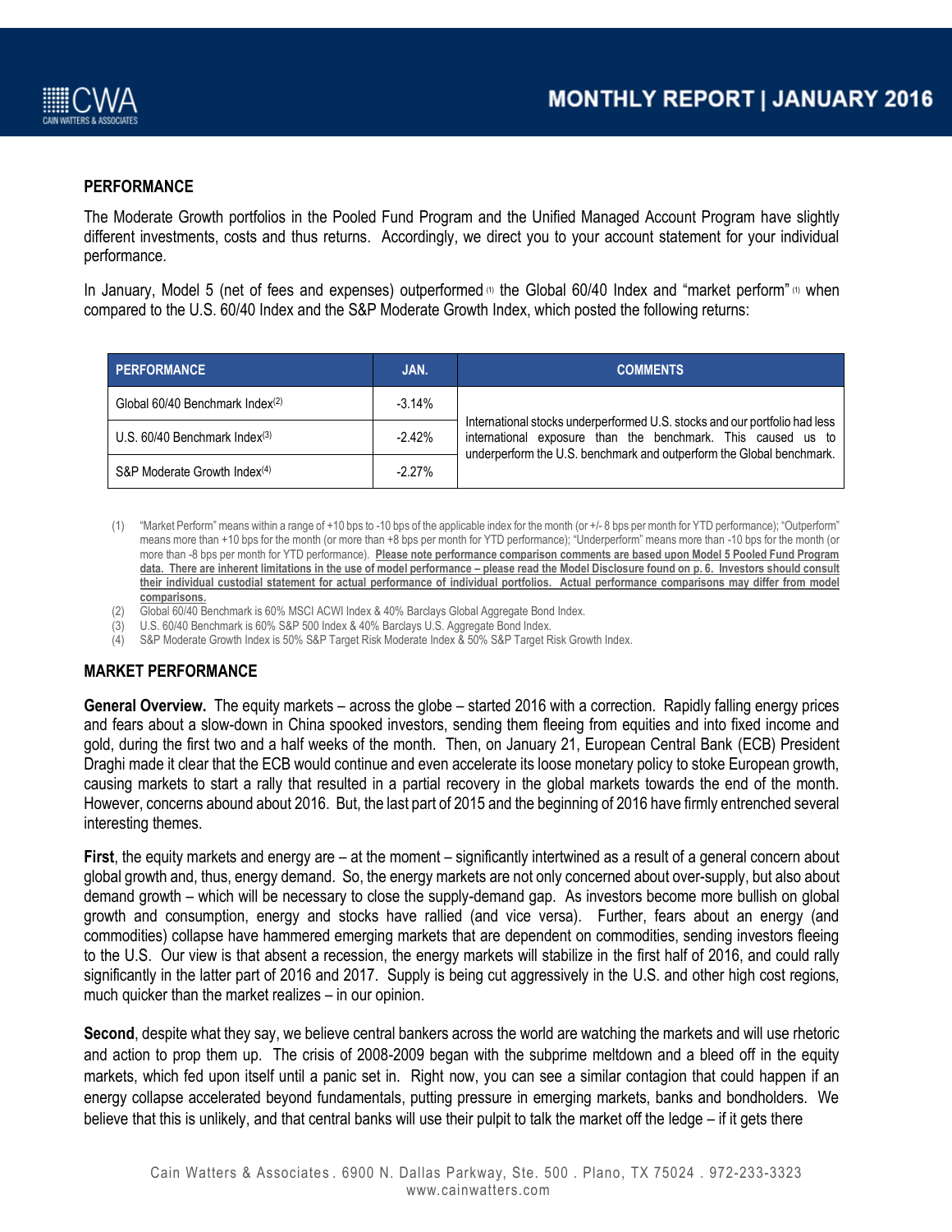## PERFORMANCE

The Moderate Growth portfolios in the Pooled Fund Program and the Unified Managed Account Program have slightly different investments, costs and thus returns. Accordingly, we direct you to your account statement for your individual performance.

In January, Model 5 (net of fees and expenses) outperformed [1] the Global 60/40 Index and "market perform" [1] when compared to the U.S. 60/40 Index and the S&P Moderate Growth Index, which posted the following returns:

| PERFORMANCE | JAN. | COMMENTS |
|---|---|---|
| Global 60/40 Benchmark Index[2] | -3.14% | International stocks underperformed U.S. stocks and our portfolio had less international exposure than the benchmark. This caused us to underperform the U.S. benchmark and outperform the Global benchmark. |
| U.S. 60/40 Benchmark Index[3] | -2.42% | |
| S&P Moderate Growth Index[4] | -2.27% | |

(1) "Market Perform" means within a range of +10 bps to -10 bps of the applicable index for the month (or +/- 8 bps per month for YTD performance); "Outperform" means more than +10 bps for the month (or more than +8 bps per month for YTD performance); "Underperform" means more than -10 bps for the month (or more than -8 bps per month for YTD performance). **Please note performance comparison comments are based upon Model 5 Pooled Fund Program data. There are inherent limitations in the use of model performance – please read the Model Disclosure found on p. 6. Investors should consult their individual custodial statement for actual performance of individual portfolios. Actual performance comparisons may differ from model comparisons.**

(2) Global 60/40 Benchmark is 60% MSCI ACWI Index & 40% Barclays Global Aggregate Bond Index.

(3) U.S. 60/40 Benchmark is 60% S&P 500 Index & 40% Barclays U.S. Aggregate Bond Index.

(4) S&P Moderate Growth Index is 50% S&P Target Risk Moderate Index & 50% S&P Target Risk Growth Index.

## MARKET PERFORMANCE

**General Overview.** The equity markets – across the globe – started 2016 with a correction. Rapidly falling energy prices and fears about a slow-down in China spooked investors, sending them fleeing from equities and into fixed income and gold, during the first two and a half weeks of the month. Then, on January 21, European Central Bank (ECB) President Draghi made it clear that the ECB would continue and even accelerate its loose monetary policy to stoke European growth, causing markets to start a rally that resulted in a partial recovery in the global markets towards the end of the month. However, concerns abound about 2016. But, the last part of 2015 and the beginning of 2016 have firmly entrenched several interesting themes.

**First**, the equity markets and energy are – at the moment – significantly intertwined as a result of a general concern about global growth and, thus, energy demand. So, the energy markets are not only concerned about over-supply, but also about demand growth – which will be necessary to close the supply-demand gap. As investors become more bullish on global growth and consumption, energy and stocks have rallied (and vice versa). Further, fears about an energy (and commodities) collapse have hammered emerging markets that are dependent on commodities, sending investors fleeing to the U.S. Our view is that absent a recession, the energy markets will stabilize in the first half of 2016, and could rally significantly in the latter part of 2016 and 2017. Supply is being cut aggressively in the U.S. and other high cost regions, much quicker than the market realizes – in our opinion.

**Second**, despite what they say, we believe central bankers across the world are watching the markets and will use rhetoric and action to prop them up. The crisis of 2008-2009 began with the subprime meltdown and a bleed off in the equity markets, which fed upon itself until a panic set in. Right now, you can see a similar contagion that could happen if an energy collapse accelerated beyond fundamentals, putting pressure in emerging markets, banks and bondholders. We believe that this is unlikely, and that central banks will use their pulpit to talk the market off the ledge – if it gets there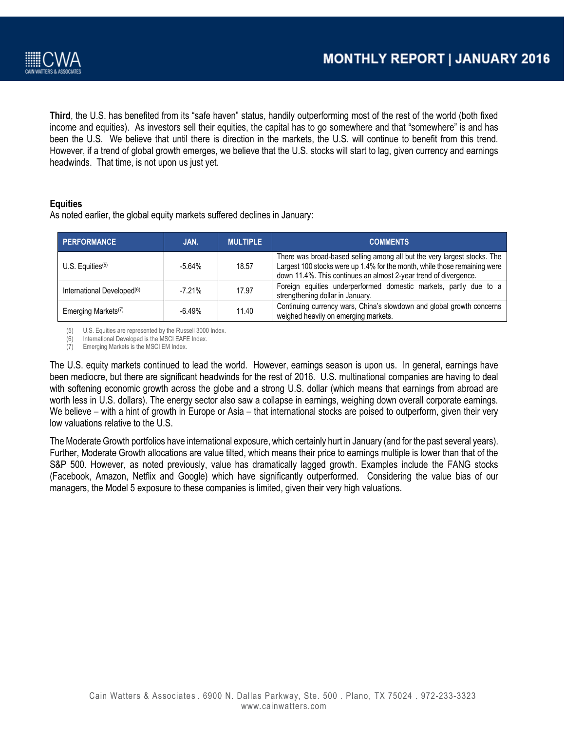**Third**, the U.S. has benefited from its "safe haven" status, handily outperforming most of the rest of the world (both fixed income and equities). As investors sell their equities, the capital has to go somewhere and that "somewhere" is and has been the U.S. We believe that until there is direction in the markets, the U.S. will continue to benefit from this trend. However, if a trend of global growth emerges, we believe that the U.S. stocks will start to lag, given currency and earnings headwinds. That time, is not upon us just yet.

### Equities

As noted earlier, the global equity markets suffered declines in January:

| PERFORMANCE | JAN. | MULTIPLE | COMMENTS |
|---|---|---|---|
| U.S. Equities[5] | -5.64% | 18.57 | There was broad-based selling among all but the very largest stocks. The Largest 100 stocks were up 1.4% for the month, while those remaining were down 11.4%. This continues an almost 2-year trend of divergence. |
| International Developed[6] | -7.21% | 17.97 | Foreign equities underperformed domestic markets, partly due to a strengthening dollar in January. |
| Emerging Markets[7] | -6.49% | 11.40 | Continuing currency wars, China's slowdown and global growth concerns weighed heavily on emerging markets. |

(5) U.S. Equities are represented by the Russell 3000 Index.
(6) International Developed is the MSCI EAFE Index.
(7) Emerging Markets is the MSCI EM Index.

The U.S. equity markets continued to lead the world. However, earnings season is upon us. In general, earnings have been mediocre, but there are significant headwinds for the rest of 2016. U.S. multinational companies are having to deal with softening economic growth across the globe and a strong U.S. dollar (which means that earnings from abroad are worth less in U.S. dollars). The energy sector also saw a collapse in earnings, weighing down overall corporate earnings. We believe – with a hint of growth in Europe or Asia – that international stocks are poised to outperform, given their very low valuations relative to the U.S.

The Moderate Growth portfolios have international exposure, which certainly hurt in January (and for the past several years). Further, Moderate Growth allocations are value tilted, which means their price to earnings multiple is lower than that of the S&P 500. However, as noted previously, value has dramatically lagged growth. Examples include the FANG stocks (Facebook, Amazon, Netflix and Google) which have significantly outperformed. Considering the value bias of our managers, the Model 5 exposure to these companies is limited, given their very high valuations.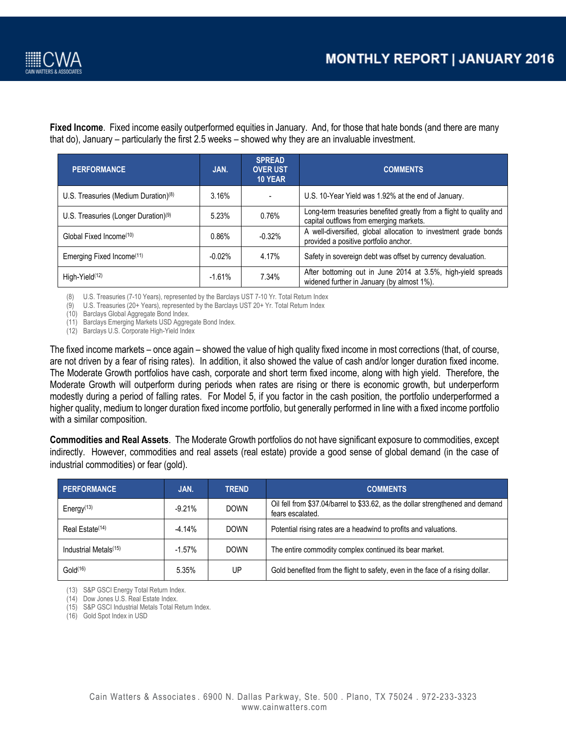**Fixed Income**. Fixed income easily outperformed equities in January. And, for those that hate bonds (and there are many that do), January – particularly the first 2.5 weeks – showed why they are an invaluable investment.

| PERFORMANCE | JAN. | SPREAD OVER UST 10 YEAR | COMMENTS |
|---|---|---|---|
| U.S. Treasuries (Medium Duration)[8] | 3.16% | - | U.S. 10-Year Yield was 1.92% at the end of January. |
| U.S. Treasuries (Longer Duration)[9] | 5.23% | 0.76% | Long-term treasuries benefited greatly from a flight to quality and capital outflows from emerging markets. |
| Global Fixed Income[10] | 0.86% | -0.32% | A well-diversified, global allocation to investment grade bonds provided a positive portfolio anchor. |
| Emerging Fixed Income[11] | -0.02% | 4.17% | Safety in sovereign debt was offset by currency devaluation. |
| High-Yield[12] | -1.61% | 7.34% | After bottoming out in June 2014 at 3.5%, high-yield spreads widened further in January (by almost 1%). |

(8) U.S. Treasuries (7-10 Years), represented by the Barclays UST 7-10 Yr. Total Return Index
(9) U.S. Treasuries (20+ Years), represented by the Barclays UST 20+ Yr. Total Return Index
(10) Barclays Global Aggregate Bond Index.
(11) Barclays Emerging Markets USD Aggregate Bond Index.
(12) Barclays U.S. Corporate High-Yield Index

The fixed income markets – once again – showed the value of high quality fixed income in most corrections (that, of course, are not driven by a fear of rising rates). In addition, it also showed the value of cash and/or longer duration fixed income. The Moderate Growth portfolios have cash, corporate and short term fixed income, along with high yield. Therefore, the Moderate Growth will outperform during periods when rates are rising or there is economic growth, but underperform modestly during a period of falling rates. For Model 5, if you factor in the cash position, the portfolio underperformed a higher quality, medium to longer duration fixed income portfolio, but generally performed in line with a fixed income portfolio with a similar composition.

**Commodities and Real Assets**. The Moderate Growth portfolios do not have significant exposure to commodities, except indirectly. However, commodities and real assets (real estate) provide a good sense of global demand (in the case of industrial commodities) or fear (gold).

| PERFORMANCE | JAN. | TREND | COMMENTS |
|---|---|---|---|
| Energy[13] | -9.21% | DOWN | Oil fell from $37.04/barrel to $33.62, as the dollar strengthened and demand fears escalated. |
| Real Estate[14] | -4.14% | DOWN | Potential rising rates are a headwind to profits and valuations. |
| Industrial Metals[15] | -1.57% | DOWN | The entire commodity complex continued its bear market. |
| Gold[16] | 5.35% | UP | Gold benefited from the flight to safety, even in the face of a rising dollar. |

(13) S&P GSCI Energy Total Return Index.
(14) Dow Jones U.S. Real Estate Index.
(15) S&P GSCI Industrial Metals Total Return Index.
(16) Gold Spot Index in USD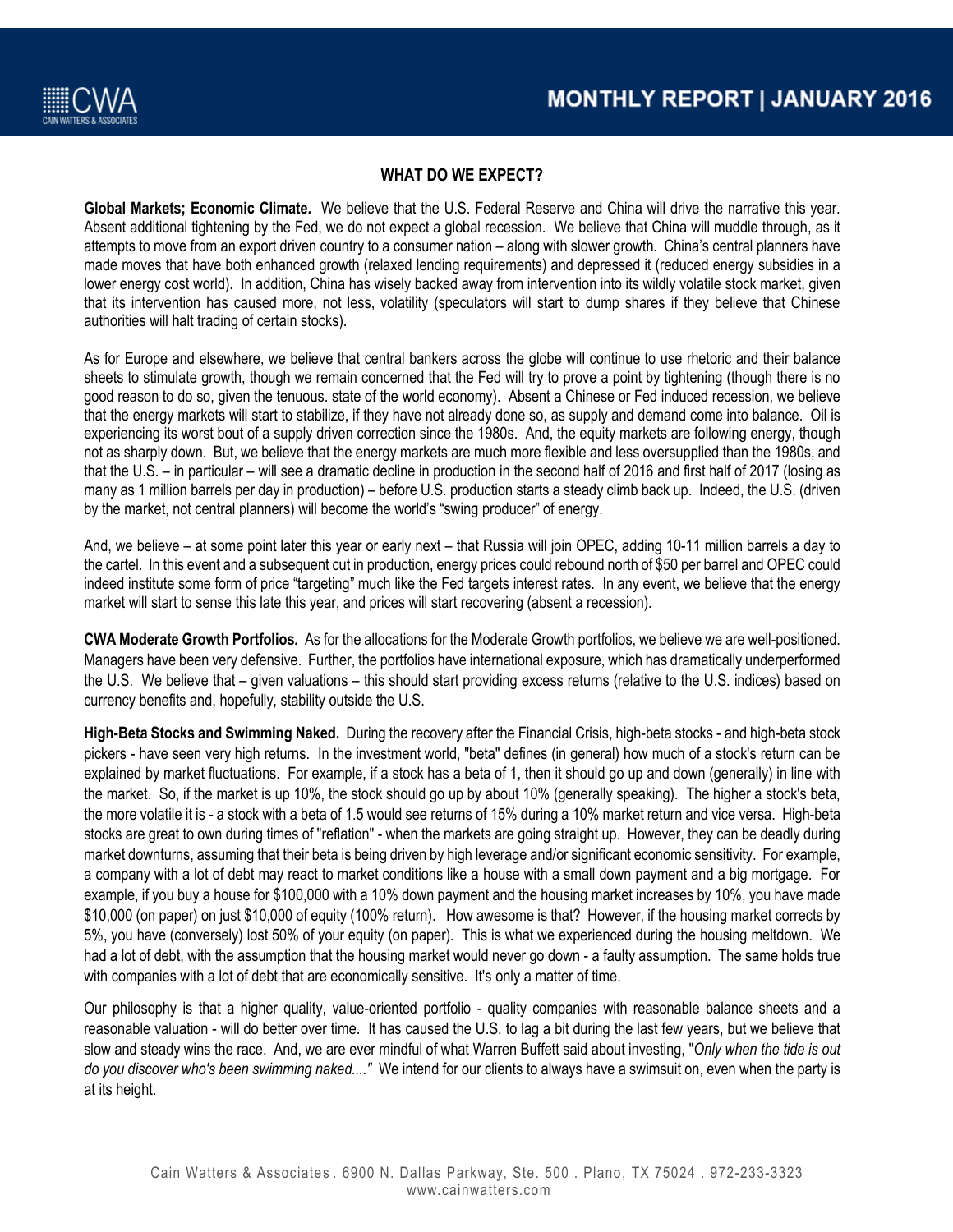## WHAT DO WE EXPECT?

**Global Markets; Economic Climate.** We believe that the U.S. Federal Reserve and China will drive the narrative this year. Absent additional tightening by the Fed, we do not expect a global recession. We believe that China will muddle through, as it attempts to move from an export driven country to a consumer nation – along with slower growth. China's central planners have made moves that have both enhanced growth (relaxed lending requirements) and depressed it (reduced energy subsidies in a lower energy cost world). In addition, China has wisely backed away from intervention into its wildly volatile stock market, given that its intervention has caused more, not less, volatility (speculators will start to dump shares if they believe that Chinese authorities will halt trading of certain stocks).

As for Europe and elsewhere, we believe that central bankers across the globe will continue to use rhetoric and their balance sheets to stimulate growth, though we remain concerned that the Fed will try to prove a point by tightening (though there is no good reason to do so, given the tenuous. state of the world economy). Absent a Chinese or Fed induced recession, we believe that the energy markets will start to stabilize, if they have not already done so, as supply and demand come into balance. Oil is experiencing its worst bout of a supply driven correction since the 1980s. And, the equity markets are following energy, though not as sharply down. But, we believe that the energy markets are much more flexible and less oversupplied than the 1980s, and that the U.S. – in particular – will see a dramatic decline in production in the second half of 2016 and first half of 2017 (losing as many as 1 million barrels per day in production) – before U.S. production starts a steady climb back up. Indeed, the U.S. (driven by the market, not central planners) will become the world's "swing producer" of energy.

And, we believe – at some point later this year or early next – that Russia will join OPEC, adding 10-11 million barrels a day to the cartel. In this event and a subsequent cut in production, energy prices could rebound north of $50 per barrel and OPEC could indeed institute some form of price "targeting" much like the Fed targets interest rates. In any event, we believe that the energy market will start to sense this late this year, and prices will start recovering (absent a recession).

**CWA Moderate Growth Portfolios.** As for the allocations for the Moderate Growth portfolios, we believe we are well-positioned. Managers have been very defensive. Further, the portfolios have international exposure, which has dramatically underperformed the U.S. We believe that – given valuations – this should start providing excess returns (relative to the U.S. indices) based on currency benefits and, hopefully, stability outside the U.S.

**High-Beta Stocks and Swimming Naked.** During the recovery after the Financial Crisis, high-beta stocks - and high-beta stock pickers - have seen very high returns. In the investment world, "beta" defines (in general) how much of a stock's return can be explained by market fluctuations. For example, if a stock has a beta of 1, then it should go up and down (generally) in line with the market. So, if the market is up 10%, the stock should go up by about 10% (generally speaking). The higher a stock's beta, the more volatile it is - a stock with a beta of 1.5 would see returns of 15% during a 10% market return and vice versa. High-beta stocks are great to own during times of "reflation" - when the markets are going straight up. However, they can be deadly during market downturns, assuming that their beta is being driven by high leverage and/or significant economic sensitivity. For example, a company with a lot of debt may react to market conditions like a house with a small down payment and a big mortgage. For example, if you buy a house for $100,000 with a 10% down payment and the housing market increases by 10%, you have made $10,000 (on paper) on just $10,000 of equity (100% return). How awesome is that? However, if the housing market corrects by 5%, you have (conversely) lost 50% of your equity (on paper). This is what we experienced during the housing meltdown. We had a lot of debt, with the assumption that the housing market would never go down - a faulty assumption. The same holds true with companies with a lot of debt that are economically sensitive. It's only a matter of time.

Our philosophy is that a higher quality, value-oriented portfolio - quality companies with reasonable balance sheets and a reasonable valuation - will do better over time. It has caused the U.S. to lag a bit during the last few years, but we believe that slow and steady wins the race. And, we are ever mindful of what Warren Buffett said about investing, "*Only when the tide is out do you discover who's been swimming naked....*" We intend for our clients to always have a swimsuit on, even when the party is at its height.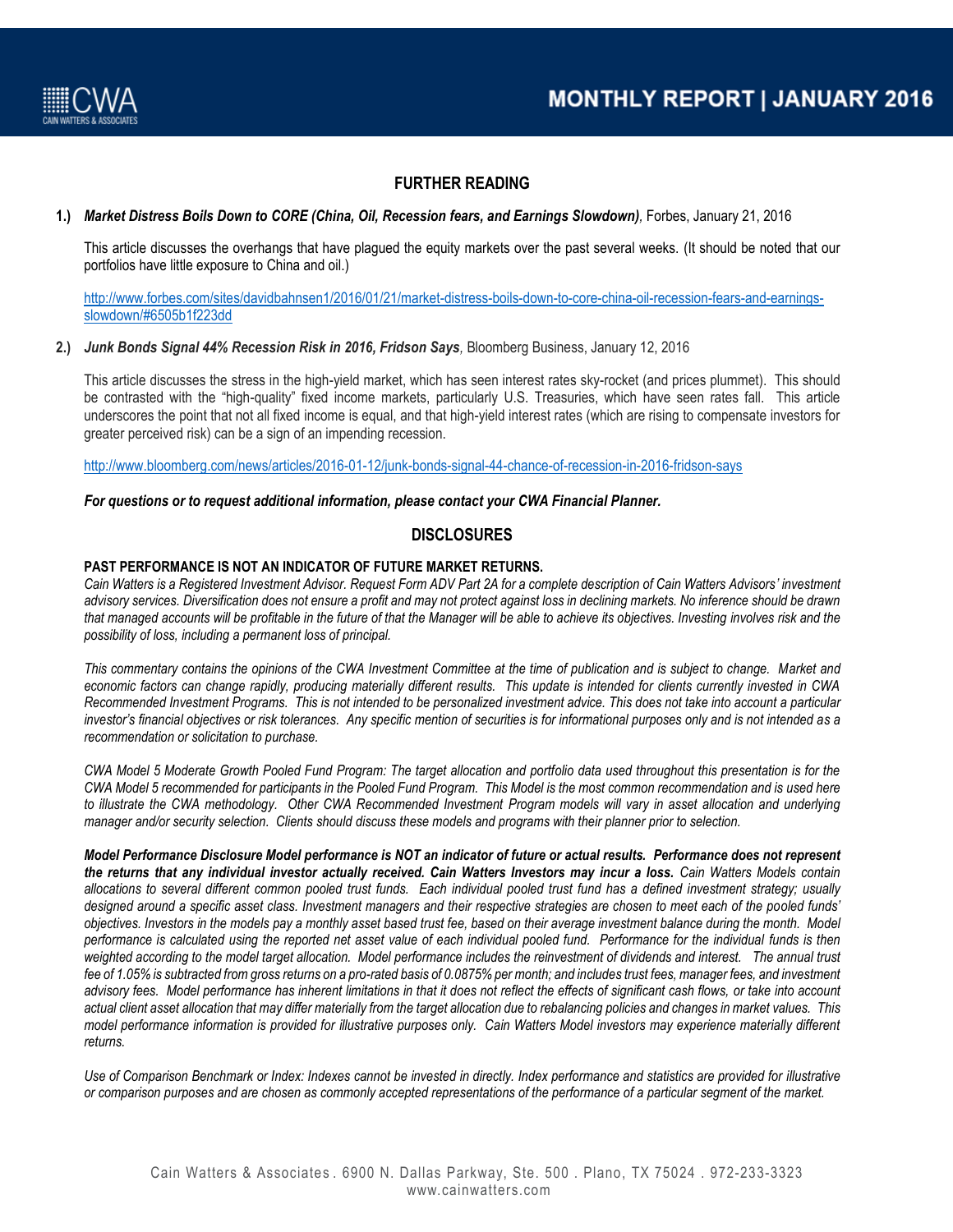## FURTHER READING

**1.)** ***Market Distress Boils Down to CORE (China, Oil, Recession fears, and Earnings Slowdown)***, Forbes, January 21, 2016

This article discusses the overhangs that have plagued the equity markets over the past several weeks. (It should be noted that our portfolios have little exposure to China and oil.)

http://www.forbes.com/sites/davidbahnsen1/2016/01/21/market-distress-boils-down-to-core-china-oil-recession-fears-and-earnings-slowdown/#6505b1f223dd

**2.)** ***Junk Bonds Signal 44% Recession Risk in 2016, Fridson Says***, Bloomberg Business, January 12, 2016

This article discusses the stress in the high-yield market, which has seen interest rates sky-rocket (and prices plummet). This should be contrasted with the "high-quality" fixed income markets, particularly U.S. Treasuries, which have seen rates fall. This article underscores the point that not all fixed income is equal, and that high-yield interest rates (which are rising to compensate investors for greater perceived risk) can be a sign of an impending recession.

http://www.bloomberg.com/news/articles/2016-01-12/junk-bonds-signal-44-chance-of-recession-in-2016-fridson-says

***For questions or to request additional information, please contact your CWA Financial Planner.***

## DISCLOSURES

**PAST PERFORMANCE IS NOT AN INDICATOR OF FUTURE MARKET RETURNS.**

*Cain Watters is a Registered Investment Advisor. Request Form ADV Part 2A for a complete description of Cain Watters Advisors' investment advisory services. Diversification does not ensure a profit and may not protect against loss in declining markets. No inference should be drawn that managed accounts will be profitable in the future of that the Manager will be able to achieve its objectives. Investing involves risk and the possibility of loss, including a permanent loss of principal.*

*This commentary contains the opinions of the CWA Investment Committee at the time of publication and is subject to change. Market and economic factors can change rapidly, producing materially different results. This update is intended for clients currently invested in CWA Recommended Investment Programs. This is not intended to be personalized investment advice. This does not take into account a particular investor's financial objectives or risk tolerances. Any specific mention of securities is for informational purposes only and is not intended as a recommendation or solicitation to purchase.*

*CWA Model 5 Moderate Growth Pooled Fund Program: The target allocation and portfolio data used throughout this presentation is for the CWA Model 5 recommended for participants in the Pooled Fund Program. This Model is the most common recommendation and is used here to illustrate the CWA methodology. Other CWA Recommended Investment Program models will vary in asset allocation and underlying manager and/or security selection. Clients should discuss these models and programs with their planner prior to selection.*

***Model Performance Disclosure Model performance is NOT an indicator of future or actual results. Performance does not represent the returns that any individual investor actually received. Cain Watters Investors may incur a loss.*** *Cain Watters Models contain allocations to several different common pooled trust funds. Each individual pooled trust fund has a defined investment strategy; usually designed around a specific asset class. Investment managers and their respective strategies are chosen to meet each of the pooled funds' objectives. Investors in the models pay a monthly asset based trust fee, based on their average investment balance during the month. Model performance is calculated using the reported net asset value of each individual pooled fund. Performance for the individual funds is then weighted according to the model target allocation. Model performance includes the reinvestment of dividends and interest. The annual trust fee of 1.05% is subtracted from gross returns on a pro-rated basis of 0.0875% per month; and includes trust fees, manager fees, and investment advisory fees. Model performance has inherent limitations in that it does not reflect the effects of significant cash flows, or take into account actual client asset allocation that may differ materially from the target allocation due to rebalancing policies and changes in market values. This model performance information is provided for illustrative purposes only. Cain Watters Model investors may experience materially different returns.*

*Use of Comparison Benchmark or Index: Indexes cannot be invested in directly. Index performance and statistics are provided for illustrative or comparison purposes and are chosen as commonly accepted representations of the performance of a particular segment of the market.*